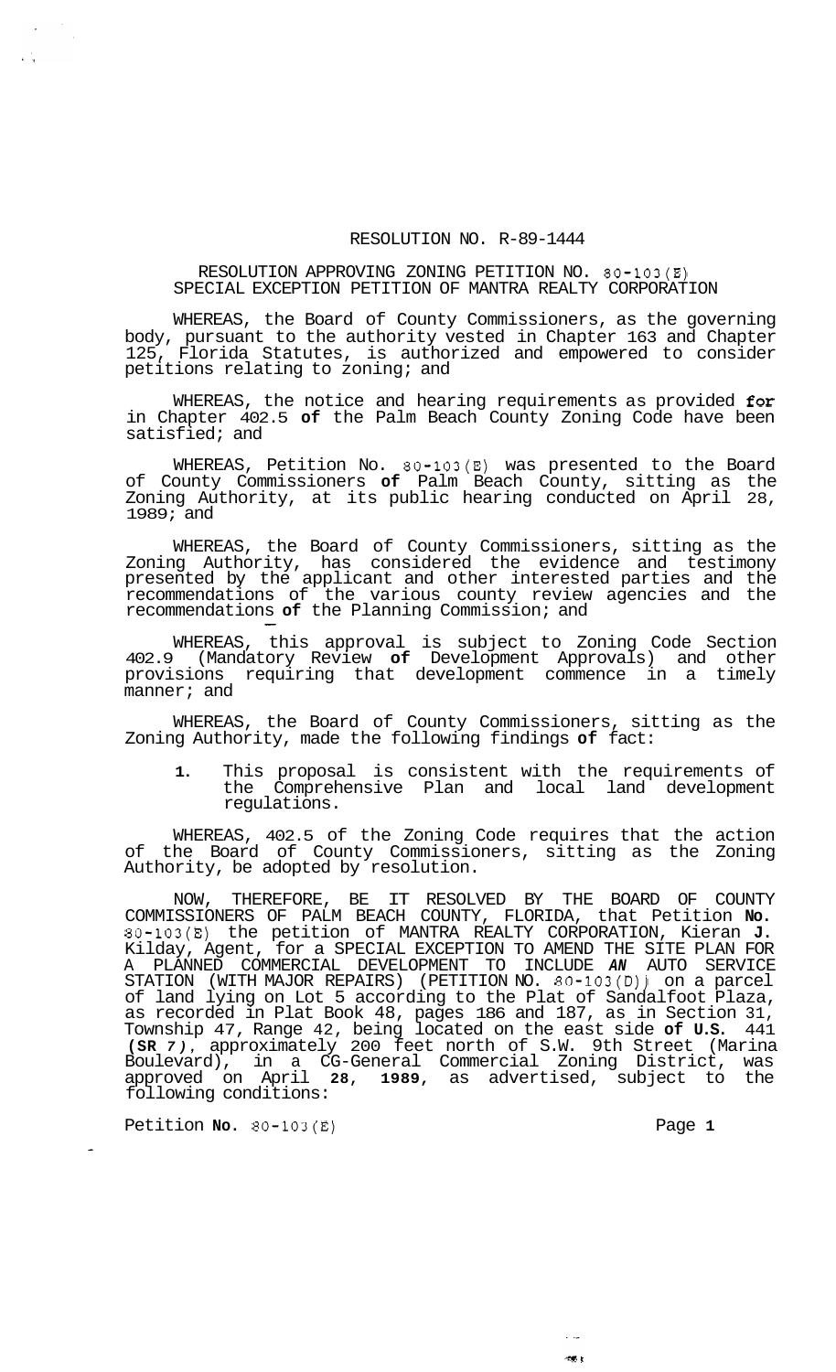RESOLUTION NO. R-89-1444

RESOLUTION APPROVING ZONING PETITION NO. 80-103(E)
SPECIAL EXCEPTION PETITION OF MANTRA REALTY CORPORATION

WHEREAS, the Board of County Commissioners, as the governing body, pursuant to the authority vested in Chapter 163 and Chapter 125, Florida Statutes, is authorized and empowered to consider petitions relating to zoning; and

WHEREAS, the notice and hearing requirements as provided for in Chapter 402.5 of the Palm Beach County Zoning Code have been satisfied; and

WHEREAS, Petition No. 80-103(E) was presented to the Board of County Commissioners of Palm Beach County, sitting as the Zoning Authority, at its public hearing conducted on April 28, 1989; and

WHEREAS, the Board of County Commissioners, sitting as the Zoning Authority, has considered the evidence and testimony presented by the applicant and other interested parties and the recommendations of the various county review agencies and the recommendations of the Planning Commission; and

WHEREAS, this approval is subject to Zoning Code Section 402.9 (Mandatory Review of Development Approvals) and other provisions requiring that development commence in a timely manner; and

WHEREAS, the Board of County Commissioners, sitting as the Zoning Authority, made the following findings of fact:

1. This proposal is consistent with the requirements of the Comprehensive Plan and local land development regulations.

WHEREAS, 402.5 of the Zoning Code requires that the action of the Board of County Commissioners, sitting as the Zoning Authority, be adopted by resolution.

NOW, THEREFORE, BE IT RESOLVED BY THE BOARD OF COUNTY COMMISSIONERS OF PALM BEACH COUNTY, FLORIDA, that Petition No. 80-103(E) the petition of MANTRA REALTY CORPORATION, Kieran J. Kilday, Agent, for a SPECIAL EXCEPTION TO AMEND THE SITE PLAN FOR A PLANNED COMMERCIAL DEVELOPMENT TO INCLUDE AN AUTO SERVICE STATION (WITH MAJOR REPAIRS) (PETITION NO. 80-103(D)) on a parcel of land lying on Lot 5 according to the Plat of Sandalfoot Plaza, as recorded in Plat Book 48, pages 186 and 187, as in Section 31, Township 47, Range 42, being located on the east side of U.S. 441 (SR 7), approximately 200 feet north of S.W. 9th Street (Marina Boulevard), in a CG-General Commercial Zoning District, was approved on April 28, 1989, as advertised, subject to the following conditions:

Petition No. 80-103(E)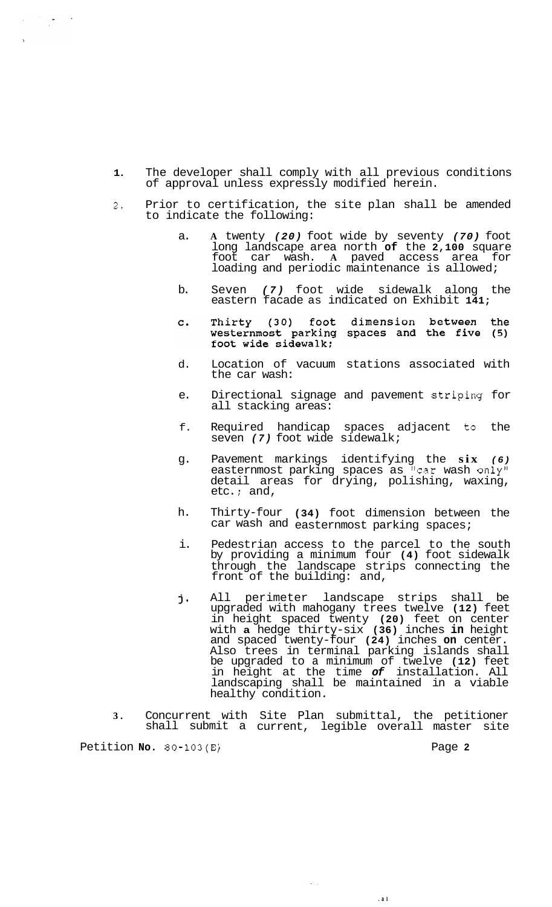1. The developer shall comply with all previous conditions of approval unless expressly modified herein.

2. Prior to certification, the site plan shall be amended to indicate the following:

   a. A twenty *(20)* foot wide by seventy *(70)* foot long landscape area north of the 2,100 square foot car wash. A paved access area for loading and periodic maintenance is allowed;

   b. Seven *(7)* foot wide sidewalk along the eastern facade as indicated on Exhibit 141;

   c. Thirty (30) foot dimension between the westernmost parking spaces and the five (5) foot wide sidewalk;

   d. Location of vacuum stations associated with the car wash:

   e. Directional signage and pavement striping for all stacking areas:

   f. Required handicap spaces adjacent to the seven *(7)* foot wide sidewalk;

   g. Pavement markings identifying the six *(6)* easternmost parking spaces as "car wash only" detail areas for drying, polishing, waxing, etc.; and,

   h. Thirty-four (34) foot dimension between the car wash and easternmost parking spaces;

   i. Pedestrian access to the parcel to the south by providing a minimum four (4) foot sidewalk through the landscape strips connecting the front of the building: and,

   j. All perimeter landscape strips shall be upgraded with mahogany trees twelve (12) feet in height spaced twenty (20) feet on center with a hedge thirty-six (36) inches in height and spaced twenty-four (24) inches on center. Also trees in terminal parking islands shall be upgraded to a minimum of twelve (12) feet in height at the time *of* installation. All landscaping shall be maintained in a viable healthy condition.

3. Concurrent with Site Plan submittal, the petitioner shall submit a current, legible overall master site

Petition No. 80-103(E)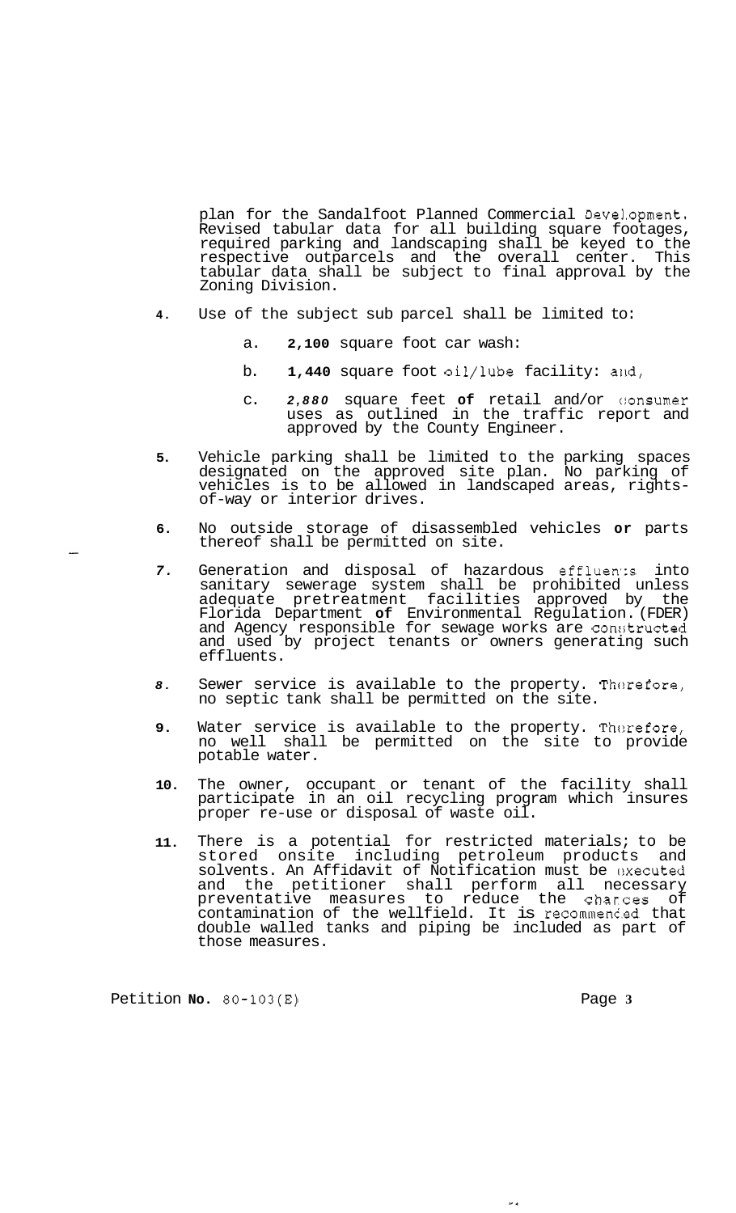plan for the Sandalfoot Planned Commercial Development. Revised tabular data for all building square footages, required parking and landscaping shall be keyed to the respective outparcels and the overall center. This tabular data shall be subject to final approval by the Zoning Division.

4. Use of the subject sub parcel shall be limited to:

   a. **2,100** square foot car wash:

   b. **1,440** square foot oil/lube facility: and,

   c. ***2,880*** square feet **of** retail and/or consumer uses as outlined in the traffic report and approved by the County Engineer.

5. Vehicle parking shall be limited to the parking spaces designated on the approved site plan. No parking of vehicles is to be allowed in landscaped areas, rights-of-way or interior drives.

6. No outside storage of disassembled vehicles **or** parts thereof shall be permitted on site.

7. Generation and disposal of hazardous effluents into sanitary sewerage system shall be prohibited unless adequate pretreatment facilities approved by the Florida Department **of** Environmental Regulation. (FDER) and Agency responsible for sewage works are constructed and used by project tenants or owners generating such effluents.

8. Sewer service is available to the property. Therefore, no septic tank shall be permitted on the site.

9. Water service is available to the property. Therefore, no well shall be permitted on the site to provide potable water.

10. The owner, occupant or tenant of the facility shall participate in an oil recycling program which insures proper re-use or disposal of waste oil.

11. There is a potential for restricted materials; to be stored onsite including petroleum products and solvents. An Affidavit of Notification must be executed and the petitioner shall perform all necessary preventative measures to reduce the chances of contamination of the wellfield. It is recommended that double walled tanks and piping be included as part of those measures.

Petition **No.** 80-103(E)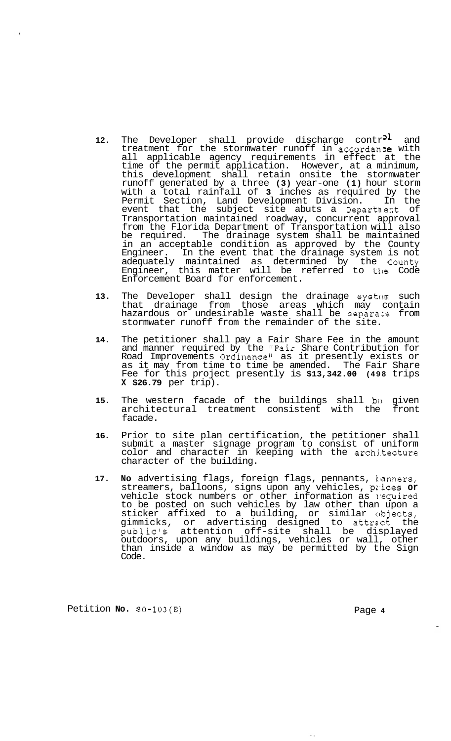12. The Developer shall provide discharge control and treatment for the stormwater runoff in accordance with all applicable agency requirements in effect at the time of the permit application. However, at a minimum, this development shall retain onsite the stormwater runoff generated by a three **(3)** year-one **(1)** hour storm with a total rainfall of **3** inches as required by the Permit Section, Land Development Division. In the event that the subject site abuts a Department of Transportation maintained roadway, concurrent approval from the Florida Department of Transportation will also be required. The drainage system shall be maintained in an acceptable condition as approved by the County Engineer. In the event that the drainage system is not adequately maintained as determined by the County Engineer, this matter will be referred to the Code Enforcement Board for enforcement.

13. The Developer shall design the drainage system such that drainage from those areas which may contain hazardous or undesirable waste shall be separate from stormwater runoff from the remainder of the site.

14. The petitioner shall pay a Fair Share Fee in the amount and manner required by the "Fair Share Contribution for Road Improvements Ordinance" as it presently exists or as it may from time to time be amended. The Fair Share Fee for this project presently is **$13,342.00 (498** trips **X $26.79** per trip).

15. The western facade of the buildings shall be given architectural treatment consistent with the front facade.

16. Prior to site plan certification, the petitioner shall submit a master signage program to consist of uniform color and character in keeping with the architecture character of the building.

17. **No** advertising flags, foreign flags, pennants, banners, streamers, balloons, signs upon any vehicles, prices **or** vehicle stock numbers or other information as required to be posted on such vehicles by law other than upon a sticker affixed to a building, or similar objects, gimmicks, or advertising designed to attract the public's attention off-site shall be displayed outdoors, upon any buildings, vehicles or wall, other than inside a window as may be permitted by the Sign Code.

Petition **No.** 80-103(E)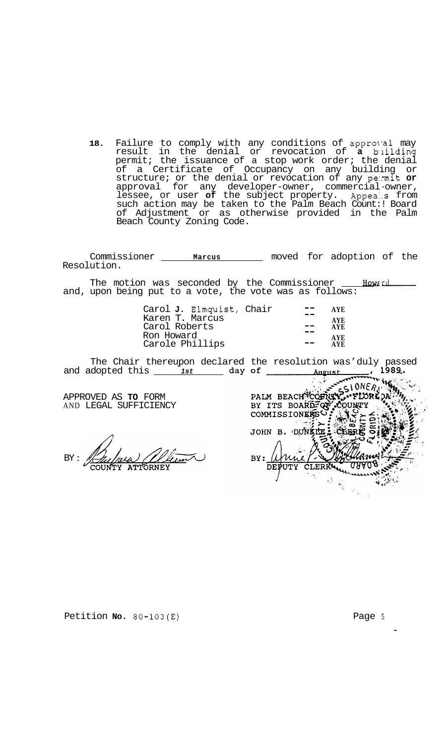18. Failure to comply with any conditions of approval may result in the denial or revocation of a building permit; the issuance of a stop work order; the denial of a Certificate of Occupancy on any building or structure; or the denial or revocation of any permit or approval for any developer-owner, commercial-owner, lessee, or user of the subject property. Appeals from such action may be taken to the Palm Beach County Board of Adjustment or as otherwise provided in the Palm Beach County Zoning Code.

Commissioner Marcus moved for adoption of the Resolution.

The motion was seconded by the Commissioner Howard and, upon being put to a vote, the vote was as follows:

| | | |
|---|---|---|
| Carol J. Elmquist, Chair | -- | AYE |
| Karen T. Marcus | -- | AYE |
| Carol Roberts | -- | AYE |
| Ron Howard | -- | AYE |
| Carole Phillips | -- | AYE |

The Chair thereupon declared the resolution was duly passed and adopted this 1st day of August, 1989.

APPROVED AS TO FORM AND LEGAL SUFFICIENCY

BY: COUNTY ATTORNEY

PALM BEACH COUNTY, FLORIDA BY ITS BOARD OF COUNTY COMMISSIONERS

JOHN B. DUNKLE, CLERK

BY: DEPUTY CLERK

Petition No. 80-103(E)